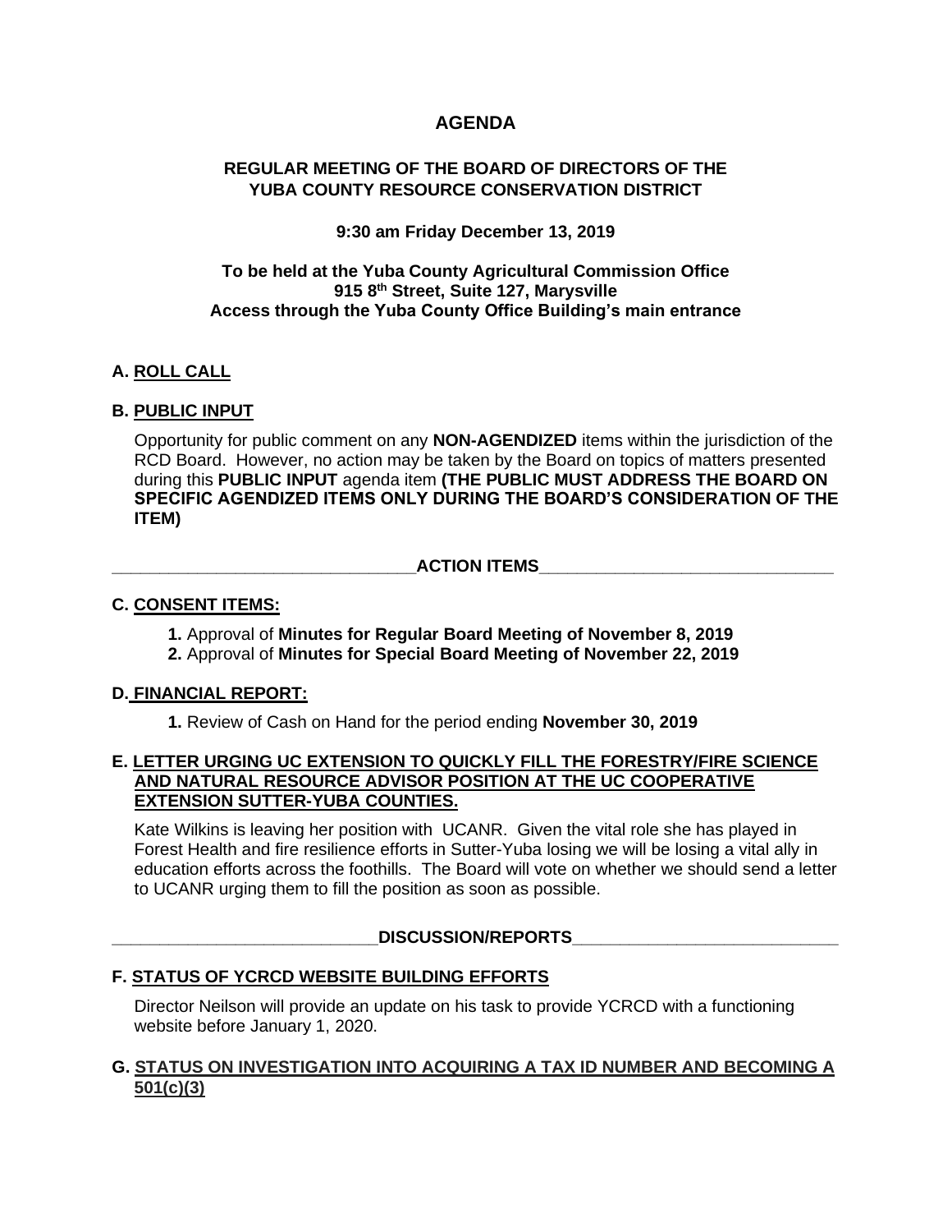# AGENDA

## REGULAR MEETING OF THE BOARD OF DIRECTORS OF THE YUBA COUNTY RESOURCE CONSERVATION DISTRICT

**9:30 am Friday December 13, 2019**

**To be held at the Yuba County Agricultural Commission Office**
**915 8th Street, Suite 127, Marysville**
**Access through the Yuba County Office Building's main entrance**

**A. ROLL CALL**

**B. PUBLIC INPUT**

Opportunity for public comment on any **NON-AGENDIZED** items within the jurisdiction of the RCD Board. However, no action may be taken by the Board on topics of matters presented during this **PUBLIC INPUT** agenda item **(THE PUBLIC MUST ADDRESS THE BOARD ON SPECIFIC AGENDIZED ITEMS ONLY DURING THE BOARD'S CONSIDERATION OF THE ITEM)**

**ACTION ITEMS**

**C. CONSENT ITEMS:**

1. Approval of **Minutes for Regular Board Meeting of November 8, 2019**
2. Approval of **Minutes for Special Board Meeting of November 22, 2019**

**D. FINANCIAL REPORT:**

1. Review of Cash on Hand for the period ending **November 30, 2019**

**E. LETTER URGING UC EXTENSION TO QUICKLY FILL THE FORESTRY/FIRE SCIENCE AND NATURAL RESOURCE ADVISOR POSITION AT THE UC COOPERATIVE EXTENSION SUTTER-YUBA COUNTIES.**

Kate Wilkins is leaving her position with UCANR. Given the vital role she has played in Forest Health and fire resilience efforts in Sutter-Yuba losing we will be losing a vital ally in education efforts across the foothills. The Board will vote on whether we should send a letter to UCANR urging them to fill the position as soon as possible.

**DISCUSSION/REPORTS**

**F. STATUS OF YCRCD WEBSITE BUILDING EFFORTS**

Director Neilson will provide an update on his task to provide YCRCD with a functioning website before January 1, 2020.

**G. STATUS ON INVESTIGATION INTO ACQUIRING A TAX ID NUMBER AND BECOMING A 501(c)(3)**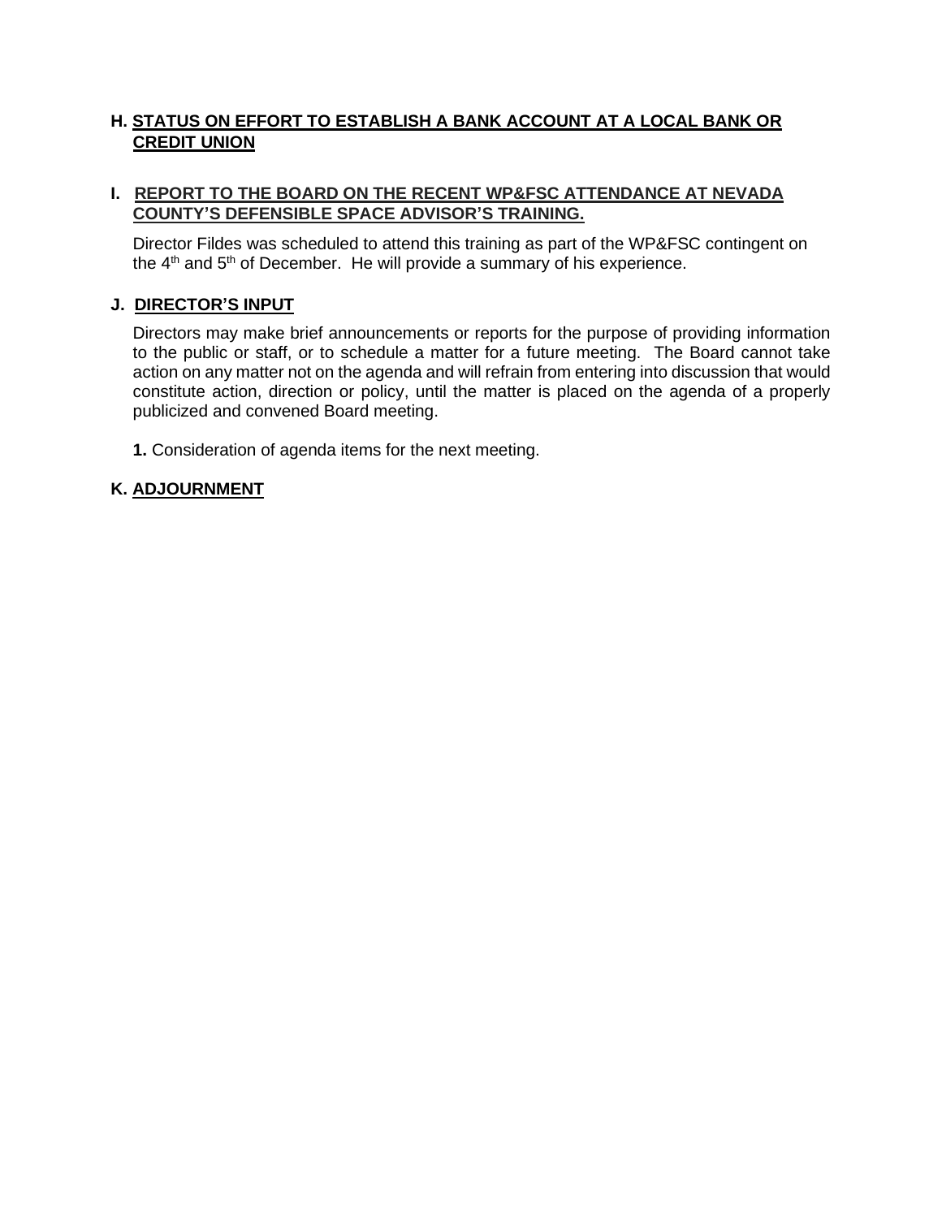## H. STATUS ON EFFORT TO ESTABLISH A BANK ACCOUNT AT A LOCAL BANK OR CREDIT UNION

## I. REPORT TO THE BOARD ON THE RECENT WP&FSC ATTENDANCE AT NEVADA COUNTY'S DEFENSIBLE SPACE ADVISOR'S TRAINING.

Director Fildes was scheduled to attend this training as part of the WP&FSC contingent on the 4th and 5th of December. He will provide a summary of his experience.

## J. DIRECTOR'S INPUT

Directors may make brief announcements or reports for the purpose of providing information to the public or staff, or to schedule a matter for a future meeting. The Board cannot take action on any matter not on the agenda and will refrain from entering into discussion that would constitute action, direction or policy, until the matter is placed on the agenda of a properly publicized and convened Board meeting.

**1.** Consideration of agenda items for the next meeting.

## K. ADJOURNMENT